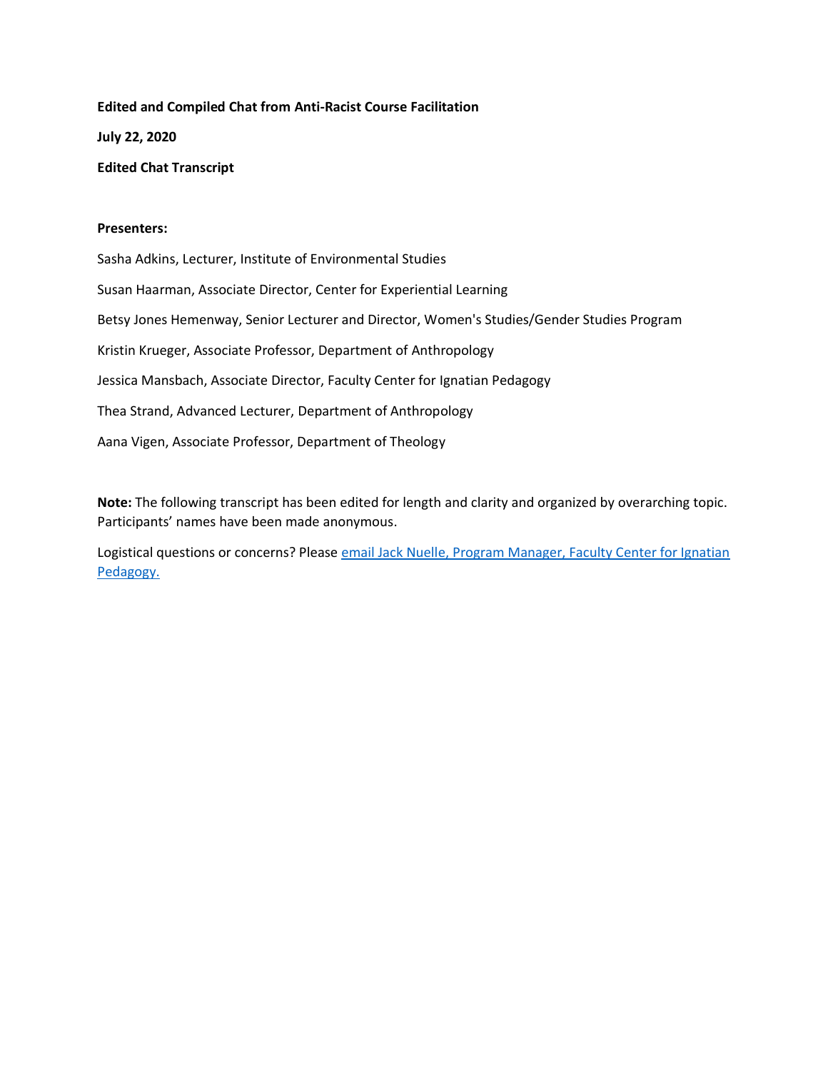**Edited and Compiled Chat from Anti-Racist Course Facilitation**

**July 22, 2020**

**Edited Chat Transcript**

**Presenters:**

Sasha Adkins, Lecturer, Institute of Environmental Studies

Susan Haarman, Associate Director, Center for Experiential Learning

Betsy Jones Hemenway, Senior Lecturer and Director, Women's Studies/Gender Studies Program

Kristin Krueger, Associate Professor, Department of Anthropology

Jessica Mansbach, Associate Director, Faculty Center for Ignatian Pedagogy

Thea Strand, Advanced Lecturer, Department of Anthropology

Aana Vigen, Associate Professor, Department of Theology

**Note:** The following transcript has been edited for length and clarity and organized by overarching topic. Participants' names have been made anonymous.

Logistical questions or concerns? Please email Jack Nuelle, Program Manager, Faculty Center for Ignatian Pedagogy.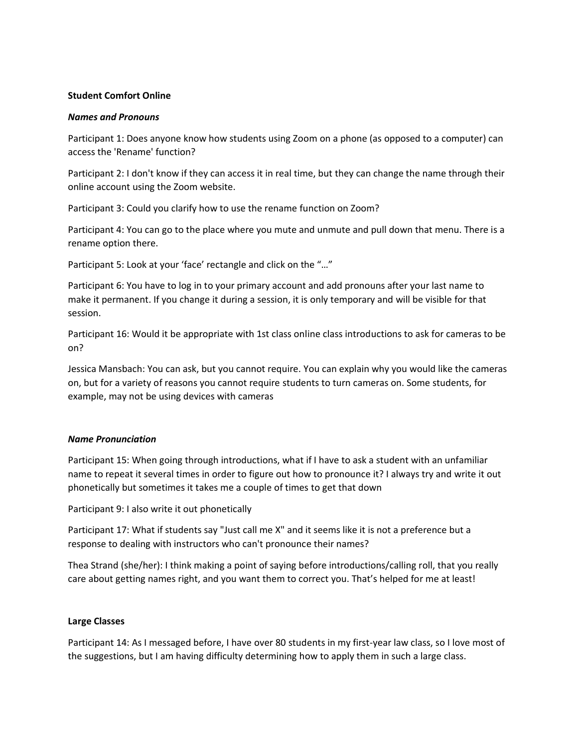**Student Comfort Online**

***Names and Pronouns***

Participant 1: Does anyone know how students using Zoom on a phone (as opposed to a computer) can access the 'Rename' function?

Participant 2: I don't know if they can access it in real time, but they can change the name through their online account using the Zoom website.

Participant 3: Could you clarify how to use the rename function on Zoom?

Participant 4: You can go to the place where you mute and unmute and pull down that menu. There is a rename option there.

Participant 5: Look at your 'face' rectangle and click on the "…"

Participant 6: You have to log in to your primary account and add pronouns after your last name to make it permanent. If you change it during a session, it is only temporary and will be visible for that session.

Participant 16: Would it be appropriate with 1st class online class introductions to ask for cameras to be on?

Jessica Mansbach: You can ask, but you cannot require. You can explain why you would like the cameras on, but for a variety of reasons you cannot require students to turn cameras on. Some students, for example, may not be using devices with cameras

***Name Pronunciation***

Participant 15: When going through introductions, what if I have to ask a student with an unfamiliar name to repeat it several times in order to figure out how to pronounce it? I always try and write it out phonetically but sometimes it takes me a couple of times to get that down

Participant 9: I also write it out phonetically

Participant 17: What if students say "Just call me X" and it seems like it is not a preference but a response to dealing with instructors who can't pronounce their names?

Thea Strand (she/her): I think making a point of saying before introductions/calling roll, that you really care about getting names right, and you want them to correct you. That's helped for me at least!

**Large Classes**

Participant 14: As I messaged before, I have over 80 students in my first-year law class, so I love most of the suggestions, but I am having difficulty determining how to apply them in such a large class.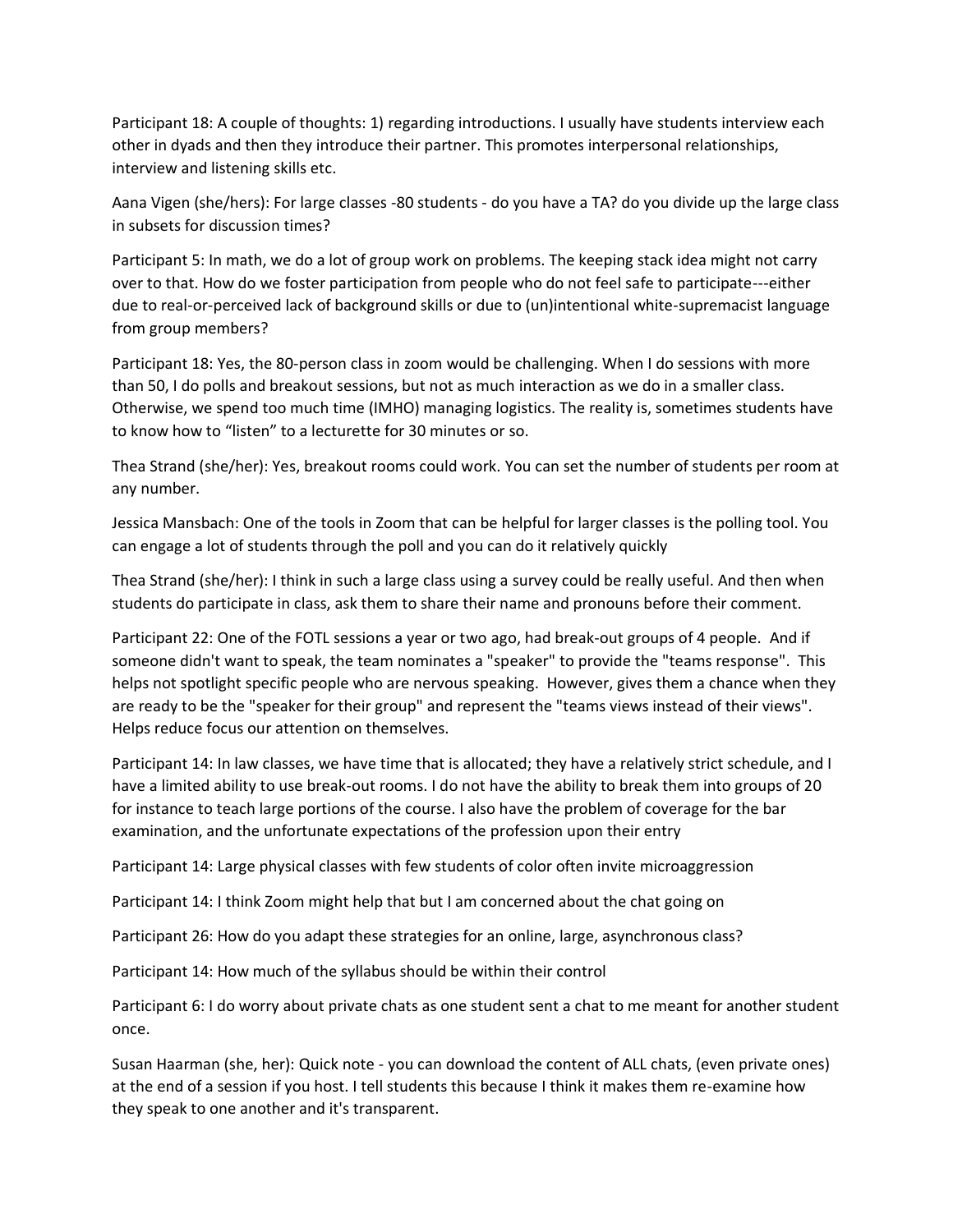Participant 18: A couple of thoughts: 1) regarding introductions. I usually have students interview each other in dyads and then they introduce their partner. This promotes interpersonal relationships, interview and listening skills etc.

Aana Vigen (she/hers): For large classes -80 students - do you have a TA? do you divide up the large class in subsets for discussion times?

Participant 5: In math, we do a lot of group work on problems. The keeping stack idea might not carry over to that. How do we foster participation from people who do not feel safe to participate---either due to real-or-perceived lack of background skills or due to (un)intentional white-supremacist language from group members?

Participant 18: Yes, the 80-person class in zoom would be challenging. When I do sessions with more than 50, I do polls and breakout sessions, but not as much interaction as we do in a smaller class. Otherwise, we spend too much time (IMHO) managing logistics. The reality is, sometimes students have to know how to "listen" to a lecturette for 30 minutes or so.

Thea Strand (she/her): Yes, breakout rooms could work. You can set the number of students per room at any number.

Jessica Mansbach: One of the tools in Zoom that can be helpful for larger classes is the polling tool. You can engage a lot of students through the poll and you can do it relatively quickly

Thea Strand (she/her): I think in such a large class using a survey could be really useful. And then when students do participate in class, ask them to share their name and pronouns before their comment.

Participant 22: One of the FOTL sessions a year or two ago, had break-out groups of 4 people. And if someone didn't want to speak, the team nominates a "speaker" to provide the "teams response". This helps not spotlight specific people who are nervous speaking. However, gives them a chance when they are ready to be the "speaker for their group" and represent the "teams views instead of their views". Helps reduce focus our attention on themselves.

Participant 14: In law classes, we have time that is allocated; they have a relatively strict schedule, and I have a limited ability to use break-out rooms. I do not have the ability to break them into groups of 20 for instance to teach large portions of the course. I also have the problem of coverage for the bar examination, and the unfortunate expectations of the profession upon their entry

Participant 14: Large physical classes with few students of color often invite microaggression

Participant 14: I think Zoom might help that but I am concerned about the chat going on

Participant 26: How do you adapt these strategies for an online, large, asynchronous class?

Participant 14: How much of the syllabus should be within their control

Participant 6: I do worry about private chats as one student sent a chat to me meant for another student once.

Susan Haarman (she, her): Quick note - you can download the content of ALL chats, (even private ones) at the end of a session if you host. I tell students this because I think it makes them re-examine how they speak to one another and it's transparent.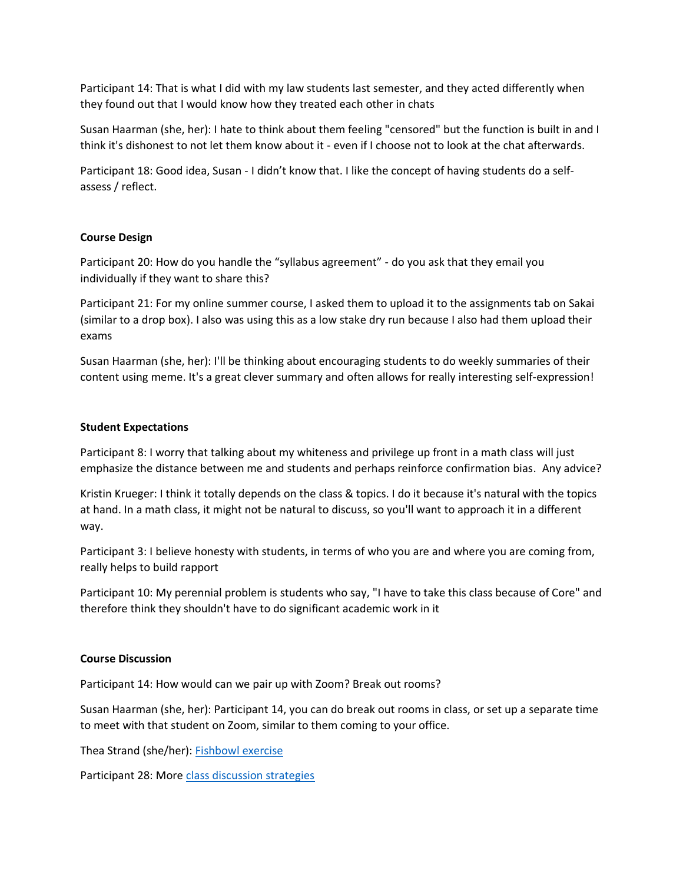Participant 14: That is what I did with my law students last semester, and they acted differently when they found out that I would know how they treated each other in chats

Susan Haarman (she, her): I hate to think about them feeling "censored" but the function is built in and I think it's dishonest to not let them know about it - even if I choose not to look at the chat afterwards.

Participant 18: Good idea, Susan - I didn't know that. I like the concept of having students do a self-assess / reflect.

**Course Design**

Participant 20: How do you handle the "syllabus agreement" - do you ask that they email you individually if they want to share this?

Participant 21: For my online summer course, I asked them to upload it to the assignments tab on Sakai (similar to a drop box). I also was using this as a low stake dry run because I also had them upload their exams

Susan Haarman (she, her): I'll be thinking about encouraging students to do weekly summaries of their content using meme. It's a great clever summary and often allows for really interesting self-expression!

**Student Expectations**

Participant 8: I worry that talking about my whiteness and privilege up front in a math class will just emphasize the distance between me and students and perhaps reinforce confirmation bias. Any advice?

Kristin Krueger: I think it totally depends on the class & topics. I do it because it's natural with the topics at hand. In a math class, it might not be natural to discuss, so you'll want to approach it in a different way.

Participant 3: I believe honesty with students, in terms of who you are and where you are coming from, really helps to build rapport

Participant 10: My perennial problem is students who say, "I have to take this class because of Core" and therefore think they shouldn't have to do significant academic work in it

**Course Discussion**

Participant 14: How would can we pair up with Zoom? Break out rooms?

Susan Haarman (she, her): Participant 14, you can do break out rooms in class, or set up a separate time to meet with that student on Zoom, similar to them coming to your office.

Thea Strand (she/her): Fishbowl exercise

Participant 28: More class discussion strategies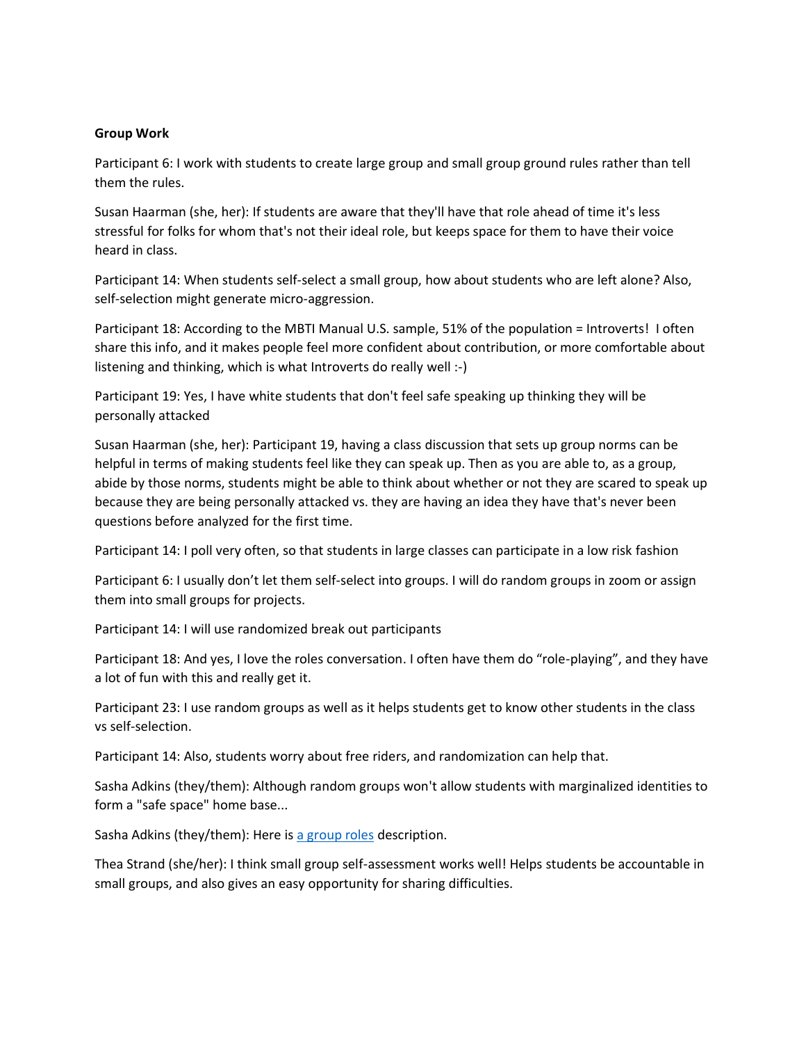**Group Work**

Participant 6: I work with students to create large group and small group ground rules rather than tell them the rules.

Susan Haarman (she, her): If students are aware that they'll have that role ahead of time it's less stressful for folks for whom that's not their ideal role, but keeps space for them to have their voice heard in class.

Participant 14: When students self-select a small group, how about students who are left alone? Also, self-selection might generate micro-aggression.

Participant 18: According to the MBTI Manual U.S. sample, 51% of the population = Introverts! I often share this info, and it makes people feel more confident about contribution, or more comfortable about listening and thinking, which is what Introverts do really well :-)

Participant 19: Yes, I have white students that don't feel safe speaking up thinking they will be personally attacked

Susan Haarman (she, her): Participant 19, having a class discussion that sets up group norms can be helpful in terms of making students feel like they can speak up. Then as you are able to, as a group, abide by those norms, students might be able to think about whether or not they are scared to speak up because they are being personally attacked vs. they are having an idea they have that's never been questions before analyzed for the first time.

Participant 14: I poll very often, so that students in large classes can participate in a low risk fashion

Participant 6: I usually don't let them self-select into groups. I will do random groups in zoom or assign them into small groups for projects.

Participant 14: I will use randomized break out participants

Participant 18: And yes, I love the roles conversation. I often have them do "role-playing", and they have a lot of fun with this and really get it.

Participant 23: I use random groups as well as it helps students get to know other students in the class vs self-selection.

Participant 14: Also, students worry about free riders, and randomization can help that.

Sasha Adkins (they/them): Although random groups won't allow students with marginalized identities to form a "safe space" home base...

Sasha Adkins (they/them): Here is a group roles description.

Thea Strand (she/her): I think small group self-assessment works well! Helps students be accountable in small groups, and also gives an easy opportunity for sharing difficulties.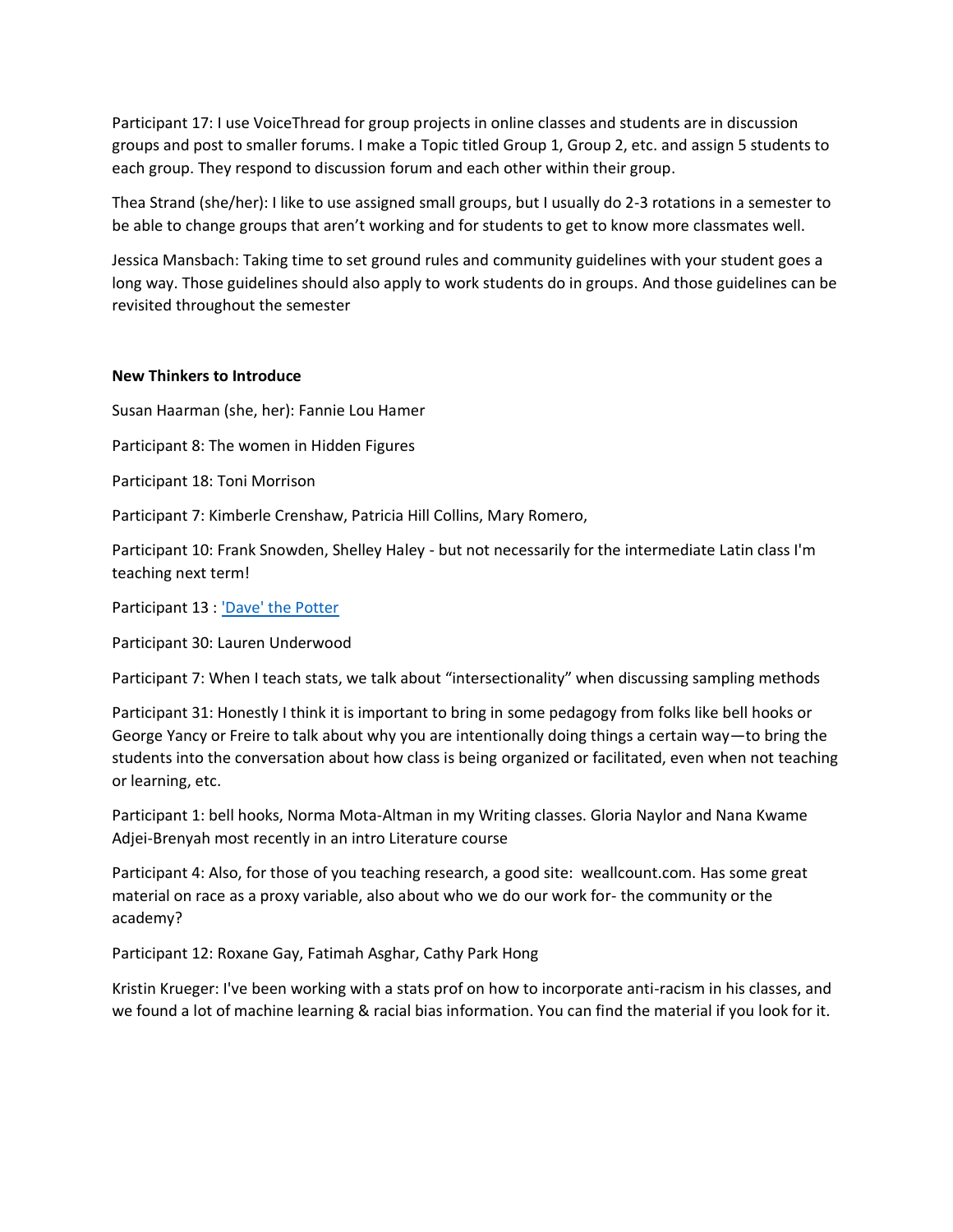Participant 17: I use VoiceThread for group projects in online classes and students are in discussion groups and post to smaller forums. I make a Topic titled Group 1, Group 2, etc. and assign 5 students to each group. They respond to discussion forum and each other within their group.

Thea Strand (she/her): I like to use assigned small groups, but I usually do 2-3 rotations in a semester to be able to change groups that aren't working and for students to get to know more classmates well.

Jessica Mansbach: Taking time to set ground rules and community guidelines with your student goes a long way. Those guidelines should also apply to work students do in groups. And those guidelines can be revisited throughout the semester

**New Thinkers to Introduce**

Susan Haarman (she, her): Fannie Lou Hamer

Participant 8: The women in Hidden Figures

Participant 18: Toni Morrison

Participant 7: Kimberle Crenshaw, Patricia Hill Collins, Mary Romero,

Participant 10: Frank Snowden, Shelley Haley - but not necessarily for the intermediate Latin class I'm teaching next term!

Participant 13 : 'Dave' the Potter

Participant 30: Lauren Underwood

Participant 7: When I teach stats, we talk about "intersectionality" when discussing sampling methods

Participant 31: Honestly I think it is important to bring in some pedagogy from folks like bell hooks or George Yancy or Freire to talk about why you are intentionally doing things a certain way—to bring the students into the conversation about how class is being organized or facilitated, even when not teaching or learning, etc.

Participant 1: bell hooks, Norma Mota-Altman in my Writing classes. Gloria Naylor and Nana Kwame Adjei-Brenyah most recently in an intro Literature course

Participant 4: Also, for those of you teaching research, a good site: weallcount.com. Has some great material on race as a proxy variable, also about who we do our work for- the community or the academy?

Participant 12: Roxane Gay, Fatimah Asghar, Cathy Park Hong

Kristin Krueger: I've been working with a stats prof on how to incorporate anti-racism in his classes, and we found a lot of machine learning & racial bias information. You can find the material if you look for it.